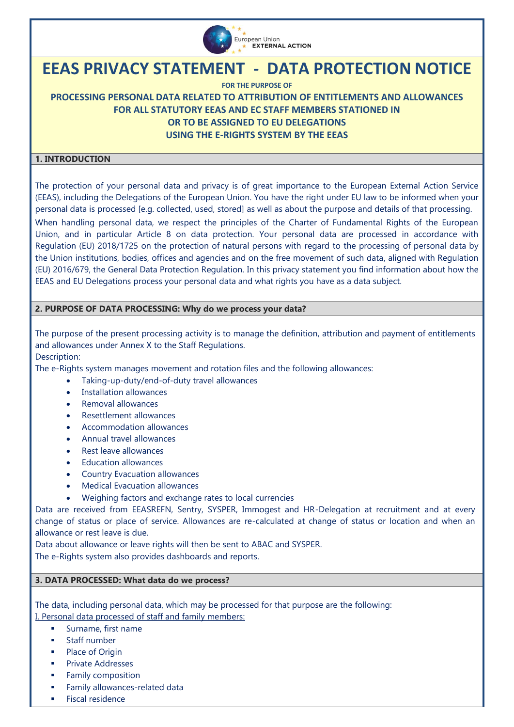# EEAS PRIVACY STATEMENT - DATA PROTECTION NOTICE

**FOR THE PURPOSE OF**

**PROCESSING PERSONAL DATA RELATED TO ATTRIBUTION OF ENTITLEMENTS AND ALLOWANCES FOR ALL STATUTORY EEAS AND EC STAFF MEMBERS STATIONED IN OR TO BE ASSIGNED TO EU DELEGATIONS USING THE E-RIGHTS SYSTEM BY THE EEAS**

## 1. INTRODUCTION

The protection of your personal data and privacy is of great importance to the European External Action Service (EEAS), including the Delegations of the European Union. You have the right under EU law to be informed when your personal data is processed [e.g. collected, used, stored] as well as about the purpose and details of that processing.

When handling personal data, we respect the principles of the Charter of Fundamental Rights of the European Union, and in particular Article 8 on data protection. Your personal data are processed in accordance with Regulation (EU) 2018/1725 on the protection of natural persons with regard to the processing of personal data by the Union institutions, bodies, offices and agencies and on the free movement of such data, aligned with Regulation (EU) 2016/679, the General Data Protection Regulation. In this privacy statement you find information about how the EEAS and EU Delegations process your personal data and what rights you have as a data subject.

## 2. PURPOSE OF DATA PROCESSING: Why do we process your data?

The purpose of the present processing activity is to manage the definition, attribution and payment of entitlements and allowances under Annex X to the Staff Regulations.

Description:

The e-Rights system manages movement and rotation files and the following allowances:

- Taking-up-duty/end-of-duty travel allowances
- Installation allowances
- Removal allowances
- Resettlement allowances
- Accommodation allowances
- Annual travel allowances
- Rest leave allowances
- Education allowances
- Country Evacuation allowances
- Medical Evacuation allowances
- Weighing factors and exchange rates to local currencies

Data are received from EEASREFN, Sentry, SYSPER, Immogest and HR-Delegation at recruitment and at every change of status or place of service. Allowances are re-calculated at change of status or location and when an allowance or rest leave is due.

Data about allowance or leave rights will then be sent to ABAC and SYSPER.

The e-Rights system also provides dashboards and reports.

## 3. DATA PROCESSED: What data do we process?

The data, including personal data, which may be processed for that purpose are the following:

I. Personal data processed of staff and family members:

- Surname, first name
- Staff number
- Place of Origin
- Private Addresses
- Family composition
- Family allowances-related data
- Fiscal residence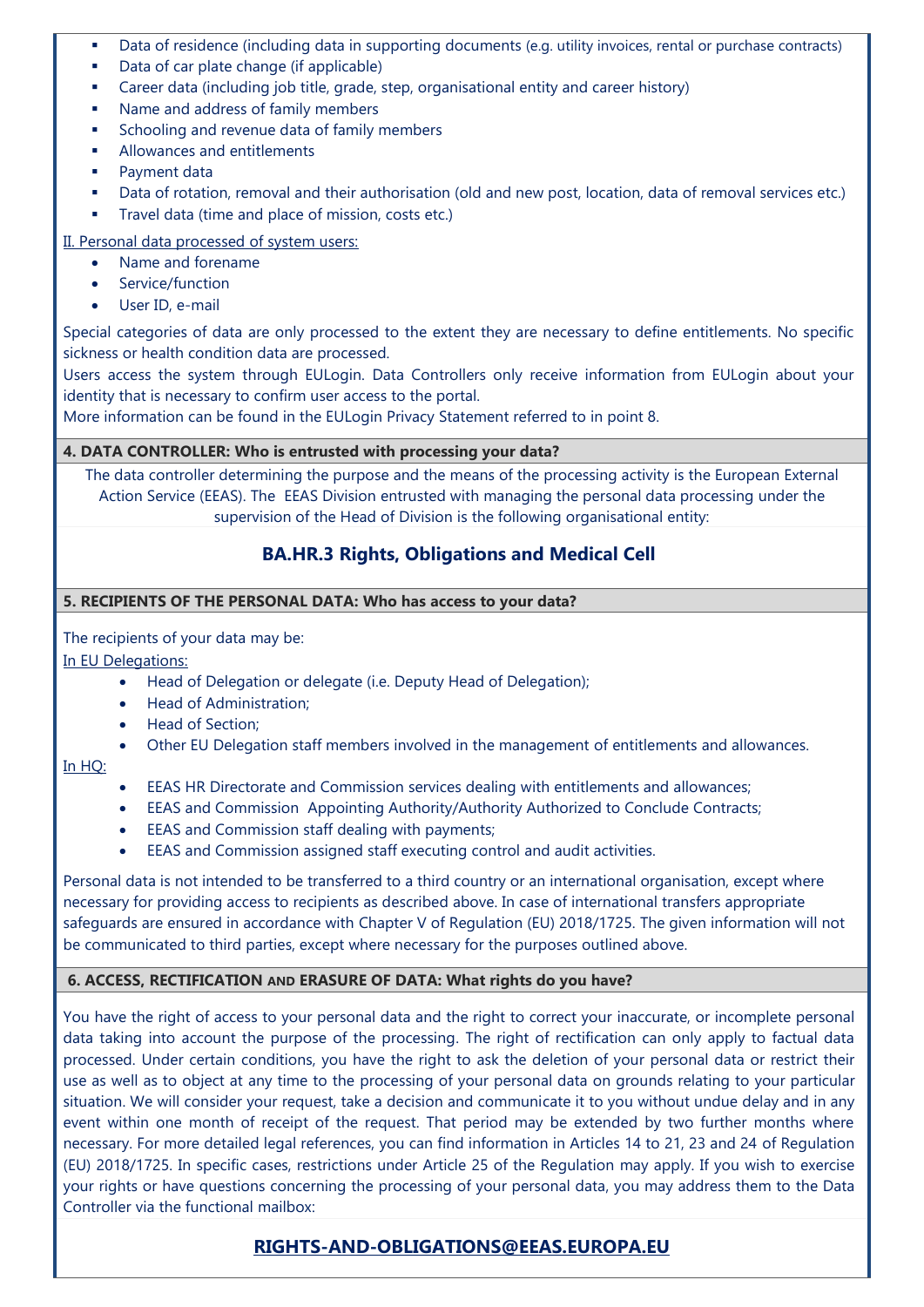- Data of residence (including data in supporting documents (e.g. utility invoices, rental or purchase contracts)
- Data of car plate change (if applicable)
- Career data (including job title, grade, step, organisational entity and career history)
- Name and address of family members
- Schooling and revenue data of family members
- Allowances and entitlements
- Payment data
- Data of rotation, removal and their authorisation (old and new post, location, data of removal services etc.)
- Travel data (time and place of mission, costs etc.)

II. Personal data processed of system users:

- Name and forename
- Service/function
- User ID, e-mail

Special categories of data are only processed to the extent they are necessary to define entitlements. No specific sickness or health condition data are processed.
Users access the system through EULogin. Data Controllers only receive information from EULogin about your identity that is necessary to confirm user access to the portal.
More information can be found in the EULogin Privacy Statement referred to in point 8.

**4. DATA CONTROLLER: Who is entrusted with processing your data?**

The data controller determining the purpose and the means of the processing activity is the European External Action Service (EEAS). The EEAS Division entrusted with managing the personal data processing under the supervision of the Head of Division is the following organisational entity:

**BA.HR.3 Rights, Obligations and Medical Cell**

**5. RECIPIENTS OF THE PERSONAL DATA: Who has access to your data?**

The recipients of your data may be:

In EU Delegations:

- Head of Delegation or delegate (i.e. Deputy Head of Delegation);
- Head of Administration;
- Head of Section;
- Other EU Delegation staff members involved in the management of entitlements and allowances.

In HQ:

- EEAS HR Directorate and Commission services dealing with entitlements and allowances;
- EEAS and Commission Appointing Authority/Authority Authorized to Conclude Contracts;
- EEAS and Commission staff dealing with payments;
- EEAS and Commission assigned staff executing control and audit activities.

Personal data is not intended to be transferred to a third country or an international organisation, except where necessary for providing access to recipients as described above. In case of international transfers appropriate safeguards are ensured in accordance with Chapter V of Regulation (EU) 2018/1725. The given information will not be communicated to third parties, except where necessary for the purposes outlined above.

**6. ACCESS, RECTIFICATION AND ERASURE OF DATA: What rights do you have?**

You have the right of access to your personal data and the right to correct your inaccurate, or incomplete personal data taking into account the purpose of the processing. The right of rectification can only apply to factual data processed. Under certain conditions, you have the right to ask the deletion of your personal data or restrict their use as well as to object at any time to the processing of your personal data on grounds relating to your particular situation. We will consider your request, take a decision and communicate it to you without undue delay and in any event within one month of receipt of the request. That period may be extended by two further months where necessary. For more detailed legal references, you can find information in Articles 14 to 21, 23 and 24 of Regulation (EU) 2018/1725. In specific cases, restrictions under Article 25 of the Regulation may apply. If you wish to exercise your rights or have questions concerning the processing of your personal data, you may address them to the Data Controller via the functional mailbox:

**RIGHTS-AND-OBLIGATIONS@EEAS.EUROPA.EU**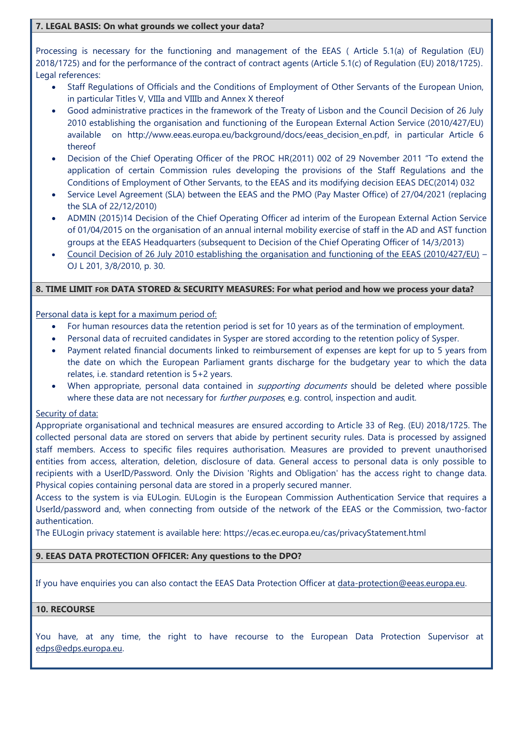## 7. LEGAL BASIS: On what grounds we collect your data?

Processing is necessary for the functioning and management of the EEAS ( Article 5.1(a) of Regulation (EU) 2018/1725) and for the performance of the contract of contract agents (Article 5.1(c) of Regulation (EU) 2018/1725). Legal references:

- Staff Regulations of Officials and the Conditions of Employment of Other Servants of the European Union, in particular Titles V, VIIIa and VIIIb and Annex X thereof
- Good administrative practices in the framework of the Treaty of Lisbon and the Council Decision of 26 July 2010 establishing the organisation and functioning of the European External Action Service (2010/427/EU) available on http://www.eeas.europa.eu/background/docs/eeas_decision_en.pdf, in particular Article 6 thereof
- Decision of the Chief Operating Officer of the PROC HR(2011) 002 of 29 November 2011 "To extend the application of certain Commission rules developing the provisions of the Staff Regulations and the Conditions of Employment of Other Servants, to the EEAS and its modifying decision EEAS DEC(2014) 032
- Service Level Agreement (SLA) between the EEAS and the PMO (Pay Master Office) of 27/04/2021 (replacing the SLA of 22/12/2010)
- ADMIN (2015)14 Decision of the Chief Operating Officer ad interim of the European External Action Service of 01/04/2015 on the organisation of an annual internal mobility exercise of staff in the AD and AST function groups at the EEAS Headquarters (subsequent to Decision of the Chief Operating Officer of 14/3/2013)
- Council Decision of 26 July 2010 establishing the organisation and functioning of the EEAS (2010/427/EU) – OJ L 201, 3/8/2010, p. 30.

## 8. TIME LIMIT FOR DATA STORED & SECURITY MEASURES: For what period and how we process your data?

Personal data is kept for a maximum period of:

- For human resources data the retention period is set for 10 years as of the termination of employment.
- Personal data of recruited candidates in Sysper are stored according to the retention policy of Sysper.
- Payment related financial documents linked to reimbursement of expenses are kept for up to 5 years from the date on which the European Parliament grants discharge for the budgetary year to which the data relates, i.e. standard retention is 5+2 years.
- When appropriate, personal data contained in *supporting documents* should be deleted where possible where these data are not necessary for *further purposes*, e.g. control, inspection and audit.

Security of data:

Appropriate organisational and technical measures are ensured according to Article 33 of Reg. (EU) 2018/1725. The collected personal data are stored on servers that abide by pertinent security rules. Data is processed by assigned staff members. Access to specific files requires authorisation. Measures are provided to prevent unauthorised entities from access, alteration, deletion, disclosure of data. General access to personal data is only possible to recipients with a UserID/Password. Only the Division 'Rights and Obligation' has the access right to change data. Physical copies containing personal data are stored in a properly secured manner.

Access to the system is via EULogin. EULogin is the European Commission Authentication Service that requires a UserId/password and, when connecting from outside of the network of the EEAS or the Commission, two-factor authentication.

The EULogin privacy statement is available here: https://ecas.ec.europa.eu/cas/privacyStatement.html

## 9. EEAS DATA PROTECTION OFFICER: Any questions to the DPO?

If you have enquiries you can also contact the EEAS Data Protection Officer at data-protection@eeas.europa.eu.

## 10. RECOURSE

You have, at any time, the right to have recourse to the European Data Protection Supervisor at edps@edps.europa.eu.